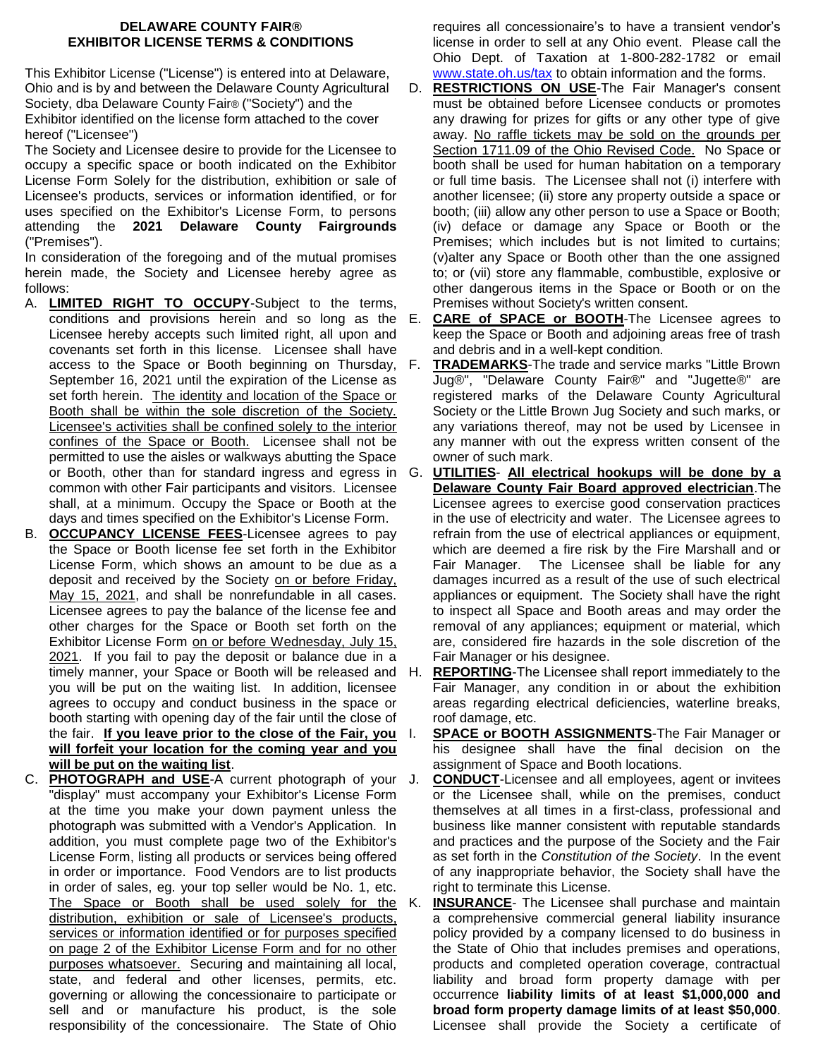# DELAWARE COUNTY FAIR®
# EXHIBITOR LICENSE TERMS & CONDITIONS

This Exhibitor License ("License") is entered into at Delaware, Ohio and is by and between the Delaware County Agricultural Society, dba Delaware County Fair® ("Society") and the Exhibitor identified on the license form attached to the cover hereof ("Licensee")

The Society and Licensee desire to provide for the Licensee to occupy a specific space or booth indicated on the Exhibitor License Form Solely for the distribution, exhibition or sale of Licensee's products, services or information identified, or for uses specified on the Exhibitor's License Form, to persons attending the **2021 Delaware County Fairgrounds** ("Premises").

In consideration of the foregoing and of the mutual promises herein made, the Society and Licensee hereby agree as follows:

A. **LIMITED RIGHT TO OCCUPY**-Subject to the terms, conditions and provisions herein and so long as the Licensee hereby accepts such limited right, all upon and covenants set forth in this license. Licensee shall have access to the Space or Booth beginning on Thursday, September 16, 2021 until the expiration of the License as set forth herein. The identity and location of the Space or Booth shall be within the sole discretion of the Society. Licensee's activities shall be confined solely to the interior confines of the Space or Booth. Licensee shall not be permitted to use the aisles or walkways abutting the Space or Booth, other than for standard ingress and egress in common with other Fair participants and visitors. Licensee shall, at a minimum. Occupy the Space or Booth at the days and times specified on the Exhibitor's License Form.

B. **OCCUPANCY LICENSE FEES**-Licensee agrees to pay the Space or Booth license fee set forth in the Exhibitor License Form, which shows an amount to be due as a deposit and received by the Society on or before Friday, May 15, 2021, and shall be nonrefundable in all cases. Licensee agrees to pay the balance of the license fee and other charges for the Space or Booth set forth on the Exhibitor License Form on or before Wednesday, July 15, 2021. If you fail to pay the deposit or balance due in a timely manner, your Space or Booth will be released and you will be put on the waiting list. In addition, licensee agrees to occupy and conduct business in the space or booth starting with opening day of the fair until the close of the fair. **If you leave prior to the close of the Fair, you will forfeit your location for the coming year and you will be put on the waiting list**.

C. **PHOTOGRAPH and USE**-A current photograph of your "display" must accompany your Exhibitor's License Form at the time you make your down payment unless the photograph was submitted with a Vendor's Application. In addition, you must complete page two of the Exhibitor's License Form, listing all products or services being offered in order or importance. Food Vendors are to list products in order of sales, eg. your top seller would be No. 1, etc. The Space or Booth shall be used solely for the distribution, exhibition or sale of Licensee's products, services or information identified or for purposes specified on page 2 of the Exhibitor License Form and for no other purposes whatsoever. Securing and maintaining all local, state, and federal and other licenses, permits, etc. governing or allowing the concessionaire to participate or sell and or manufacture his product, is the sole responsibility of the concessionaire. The State of Ohio requires all concessionaire's to have a transient vendor's license in order to sell at any Ohio event. Please call the Ohio Dept. of Taxation at 1-800-282-1782 or email www.state.oh.us/tax to obtain information and the forms.

D. **RESTRICTIONS ON USE**-The Fair Manager's consent must be obtained before Licensee conducts or promotes any drawing for prizes for gifts or any other type of give away. No raffle tickets may be sold on the grounds per Section 1711.09 of the Ohio Revised Code. No Space or booth shall be used for human habitation on a temporary or full time basis. The Licensee shall not (i) interfere with another licensee; (ii) store any property outside a space or booth; (iii) allow any other person to use a Space or Booth; (iv) deface or damage any Space or Booth or the Premises; which includes but is not limited to curtains; (v)alter any Space or Booth other than the one assigned to; or (vii) store any flammable, combustible, explosive or other dangerous items in the Space or Booth or on the Premises without Society's written consent.

E. **CARE of SPACE or BOOTH**-The Licensee agrees to keep the Space or Booth and adjoining areas free of trash and debris and in a well-kept condition.

F. **TRADEMARKS**-The trade and service marks "Little Brown Jug®", "Delaware County Fair®" and "Jugette®" are registered marks of the Delaware County Agricultural Society or the Little Brown Jug Society and such marks, or any variations thereof, may not be used by Licensee in any manner with out the express written consent of the owner of such mark.

G. **UTILITIES**- **All electrical hookups will be done by a Delaware County Fair Board approved electrician**.The Licensee agrees to exercise good conservation practices in the use of electricity and water. The Licensee agrees to refrain from the use of electrical appliances or equipment, which are deemed a fire risk by the Fire Marshall and or Fair Manager. The Licensee shall be liable for any damages incurred as a result of the use of such electrical appliances or equipment. The Society shall have the right to inspect all Space and Booth areas and may order the removal of any appliances; equipment or material, which are, considered fire hazards in the sole discretion of the Fair Manager or his designee.

H. **REPORTING**-The Licensee shall report immediately to the Fair Manager, any condition in or about the exhibition areas regarding electrical deficiencies, waterline breaks, roof damage, etc.

I. **SPACE or BOOTH ASSIGNMENTS**-The Fair Manager or his designee shall have the final decision on the assignment of Space and Booth locations.

J. **CONDUCT**-Licensee and all employees, agent or invitees or the Licensee shall, while on the premises, conduct themselves at all times in a first-class, professional and business like manner consistent with reputable standards and practices and the purpose of the Society and the Fair as set forth in the *Constitution of the Society*. In the event of any inappropriate behavior, the Society shall have the right to terminate this License.

K. **INSURANCE**- The Licensee shall purchase and maintain a comprehensive commercial general liability insurance policy provided by a company licensed to do business in the State of Ohio that includes premises and operations, products and completed operation coverage, contractual liability and broad form property damage with per occurrence **liability limits of at least $1,000,000 and broad form property damage limits of at least $50,000**. Licensee shall provide the Society a certificate of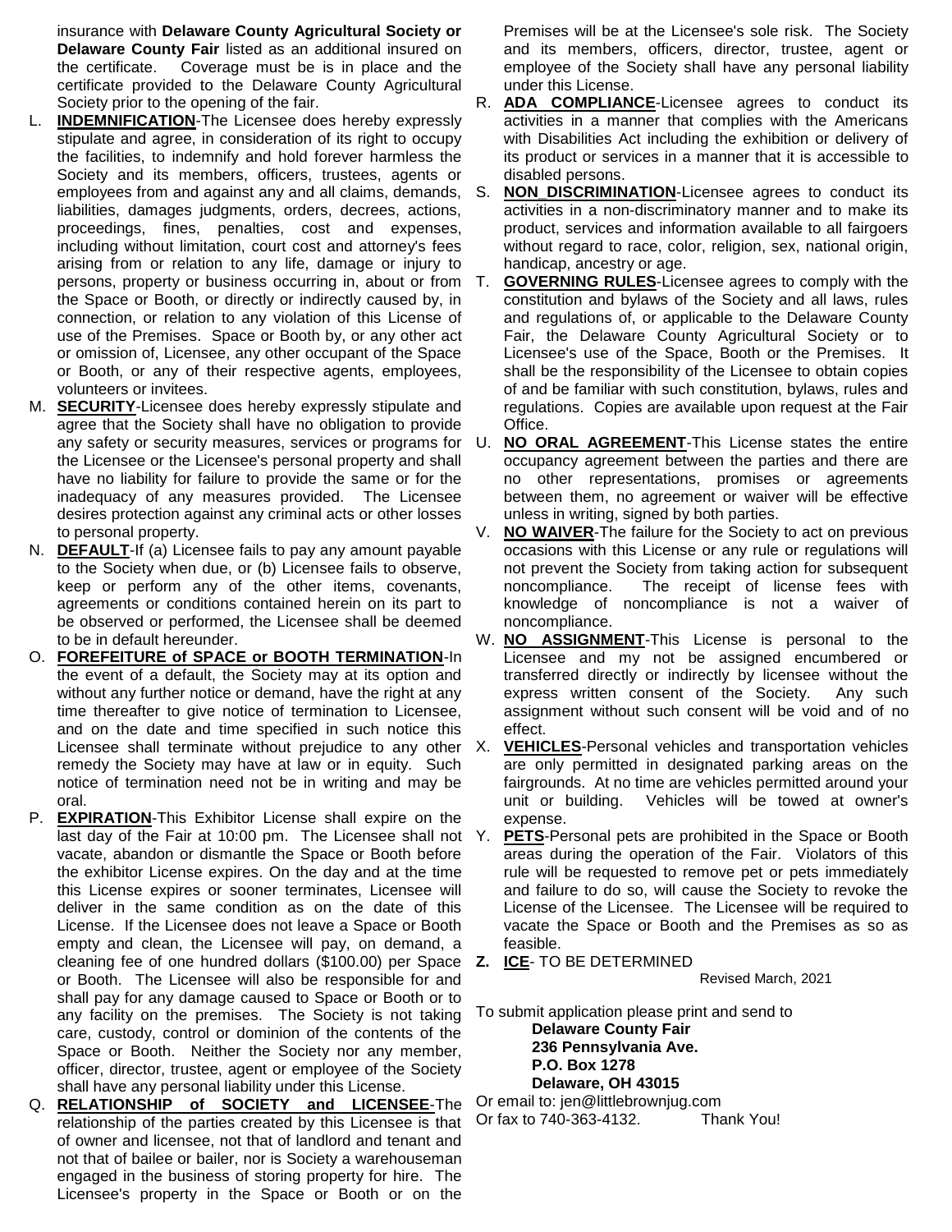insurance with **Delaware County Agricultural Society or Delaware County Fair** listed as an additional insured on the certificate. Coverage must be is in place and the certificate provided to the Delaware County Agricultural Society prior to the opening of the fair.

L. **INDEMNIFICATION**-The Licensee does hereby expressly stipulate and agree, in consideration of its right to occupy the facilities, to indemnify and hold forever harmless the Society and its members, officers, trustees, agents or employees from and against any and all claims, demands, liabilities, damages judgments, orders, decrees, actions, proceedings, fines, penalties, cost and expenses, including without limitation, court cost and attorney's fees arising from or relation to any life, damage or injury to persons, property or business occurring in, about or from the Space or Booth, or directly or indirectly caused by, in connection, or relation to any violation of this License of use of the Premises. Space or Booth by, or any other act or omission of, Licensee, any other occupant of the Space or Booth, or any of their respective agents, employees, volunteers or invitees.

M. **SECURITY**-Licensee does hereby expressly stipulate and agree that the Society shall have no obligation to provide any safety or security measures, services or programs for the Licensee or the Licensee's personal property and shall have no liability for failure to provide the same or for the inadequacy of any measures provided. The Licensee desires protection against any criminal acts or other losses to personal property.

N. **DEFAULT**-If (a) Licensee fails to pay any amount payable to the Society when due, or (b) Licensee fails to observe, keep or perform any of the other items, covenants, agreements or conditions contained herein on its part to be observed or performed, the Licensee shall be deemed to be in default hereunder.

O. **FOREFEITURE of SPACE or BOOTH TERMINATION**-In the event of a default, the Society may at its option and without any further notice or demand, have the right at any time thereafter to give notice of termination to Licensee, and on the date and time specified in such notice this Licensee shall terminate without prejudice to any other remedy the Society may have at law or in equity. Such notice of termination need not be in writing and may be oral.

P. **EXPIRATION**-This Exhibitor License shall expire on the last day of the Fair at 10:00 pm. The Licensee shall not vacate, abandon or dismantle the Space or Booth before the exhibitor License expires. On the day and at the time this License expires or sooner terminates, Licensee will deliver in the same condition as on the date of this License. If the Licensee does not leave a Space or Booth empty and clean, the Licensee will pay, on demand, a cleaning fee of one hundred dollars ($100.00) per Space or Booth. The Licensee will also be responsible for and shall pay for any damage caused to Space or Booth or to any facility on the premises. The Society is not taking care, custody, control or dominion of the contents of the Space or Booth. Neither the Society nor any member, officer, director, trustee, agent or employee of the Society shall have any personal liability under this License.

Q. **RELATIONSHIP of SOCIETY and LICENSEE**-The relationship of the parties created by this Licensee is that of owner and licensee, not that of landlord and tenant and not that of bailee or bailer, nor is Society a warehouseman engaged in the business of storing property for hire. The Licensee's property in the Space or Booth or on the Premises will be at the Licensee's sole risk. The Society and its members, officers, director, trustee, agent or employee of the Society shall have any personal liability under this License.

R. **ADA COMPLIANCE**-Licensee agrees to conduct its activities in a manner that complies with the Americans with Disabilities Act including the exhibition or delivery of its product or services in a manner that it is accessible to disabled persons.

S. **NON_DISCRIMINATION**-Licensee agrees to conduct its activities in a non-discriminatory manner and to make its product, services and information available to all fairgoers without regard to race, color, religion, sex, national origin, handicap, ancestry or age.

T. **GOVERNING RULES**-Licensee agrees to comply with the constitution and bylaws of the Society and all laws, rules and regulations of, or applicable to the Delaware County Fair, the Delaware County Agricultural Society or to Licensee's use of the Space, Booth or the Premises. It shall be the responsibility of the Licensee to obtain copies of and be familiar with such constitution, bylaws, rules and regulations. Copies are available upon request at the Fair Office.

U. **NO ORAL AGREEMENT**-This License states the entire occupancy agreement between the parties and there are no other representations, promises or agreements between them, no agreement or waiver will be effective unless in writing, signed by both parties.

V. **NO WAIVER**-The failure for the Society to act on previous occasions with this License or any rule or regulations will not prevent the Society from taking action for subsequent noncompliance. The receipt of license fees with knowledge of noncompliance is not a waiver of noncompliance.

W. **NO ASSIGNMENT**-This License is personal to the Licensee and my not be assigned encumbered or transferred directly or indirectly by licensee without the express written consent of the Society. Any such assignment without such consent will be void and of no effect.

X. **VEHICLES**-Personal vehicles and transportation vehicles are only permitted in designated parking areas on the fairgrounds. At no time are vehicles permitted around your unit or building. Vehicles will be towed at owner's expense.

Y. **PETS**-Personal pets are prohibited in the Space or Booth areas during the operation of the Fair. Violators of this rule will be requested to remove pet or pets immediately and failure to do so, will cause the Society to revoke the License of the Licensee. The Licensee will be required to vacate the Space or Booth and the Premises as so as feasible.

**Z. ICE**- TO BE DETERMINED

Revised March, 2021

To submit application please print and send to

**Delaware County Fair**
**236 Pennsylvania Ave.**
**P.O. Box 1278**
**Delaware, OH 43015**

Or email to: jen@littlebrownjug.com
Or fax to 740-363-4132. Thank You!